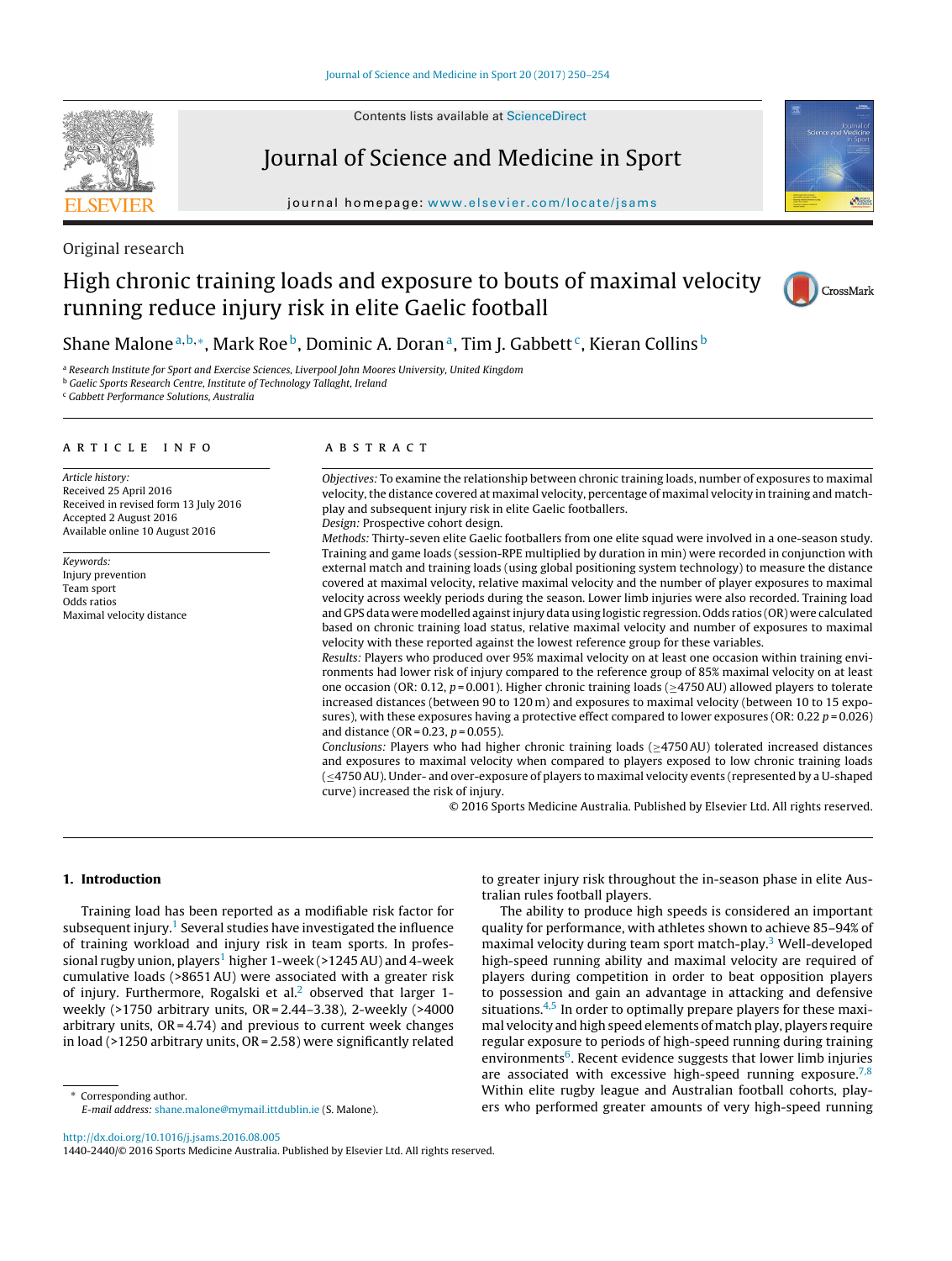Original research

# High chronic training loads and exposure to bouts of maximal velocity running reduce injury risk in elite Gaelic football

Shane Malone[a,b,*], Mark Roe[b], Dominic A. Doran[a], Tim J. Gabbett[c], Kieran Collins[b]

[a] Research Institute for Sport and Exercise Sciences, Liverpool John Moores University, United Kingdom
[b] Gaelic Sports Research Centre, Institute of Technology Tallaght, Ireland
[c] Gabbett Performance Solutions, Australia

## ARTICLE INFO

*Article history:*
Received 25 April 2016
Received in revised form 13 July 2016
Accepted 2 August 2016
Available online 10 August 2016

*Keywords:*
Injury prevention
Team sport
Odds ratios
Maximal velocity distance

## ABSTRACT

*Objectives:* To examine the relationship between chronic training loads, number of exposures to maximal velocity, the distance covered at maximal velocity, percentage of maximal velocity in training and match-play and subsequent injury risk in elite Gaelic footballers.

*Design:* Prospective cohort design.

*Methods:* Thirty-seven elite Gaelic footballers from one elite squad were involved in a one-season study. Training and game loads (session-RPE multiplied by duration in min) were recorded in conjunction with external match and training loads (using global positioning system technology) to measure the distance covered at maximal velocity, relative maximal velocity and the number of player exposures to maximal velocity across weekly periods during the season. Lower limb injuries were also recorded. Training load and GPS data were modelled against injury data using logistic regression. Odds ratios (OR) were calculated based on chronic training load status, relative maximal velocity and number of exposures to maximal velocity with these reported against the lowest reference group for these variables.

*Results:* Players who produced over 95% maximal velocity on at least one occasion within training environments had lower risk of injury compared to the reference group of 85% maximal velocity on at least one occasion (OR: 0.12, $p = 0.001$). Higher chronic training loads ($\geq$4750 AU) allowed players to tolerate increased distances (between 90 to 120 m) and exposures to maximal velocity (between 10 to 15 exposures), with these exposures having a protective effect compared to lower exposures (OR: 0.22 $p = 0.026$) and distance (OR = 0.23, $p = 0.055$).

*Conclusions:* Players who had higher chronic training loads ($\geq$4750 AU) tolerated increased distances and exposures to maximal velocity when compared to players exposed to low chronic training loads ($\leq$4750 AU). Under- and over-exposure of players to maximal velocity events (represented by a U-shaped curve) increased the risk of injury.

© 2016 Sports Medicine Australia. Published by Elsevier Ltd. All rights reserved.

## 1. Introduction

Training load has been reported as a modifiable risk factor for subsequent injury.[1] Several studies have investigated the influence of training workload and injury risk in team sports. In professional rugby union, players[1] higher 1-week (>1245 AU) and 4-week cumulative loads (>8651 AU) were associated with a greater risk of injury. Furthermore, Rogalski et al.[2] observed that larger 1-weekly (>1750 arbitrary units, OR = 2.44–3.38), 2-weekly (>4000 arbitrary units, OR = 4.74) and previous to current week changes in load (>1250 arbitrary units, OR = 2.58) were significantly related to greater injury risk throughout the in-season phase in elite Australian rules football players.

The ability to produce high speeds is considered an important quality for performance, with athletes shown to achieve 85–94% of maximal velocity during team sport match-play.[3] Well-developed high-speed running ability and maximal velocity are required of players during competition in order to beat opposition players to possession and gain an advantage in attacking and defensive situations.[4,5] In order to optimally prepare players for these maximal velocity and high speed elements of match play, players require regular exposure to periods of high-speed running during training environments[6]. Recent evidence suggests that lower limb injuries are associated with excessive high-speed running exposure.[7,8] Within elite rugby league and Australian football cohorts, players who performed greater amounts of very high-speed running

* Corresponding author.
E-mail address: shane.malone@mymail.ittdublin.ie (S. Malone).

http://dx.doi.org/10.1016/j.jsams.2016.08.005
1440-2440/© 2016 Sports Medicine Australia. Published by Elsevier Ltd. All rights reserved.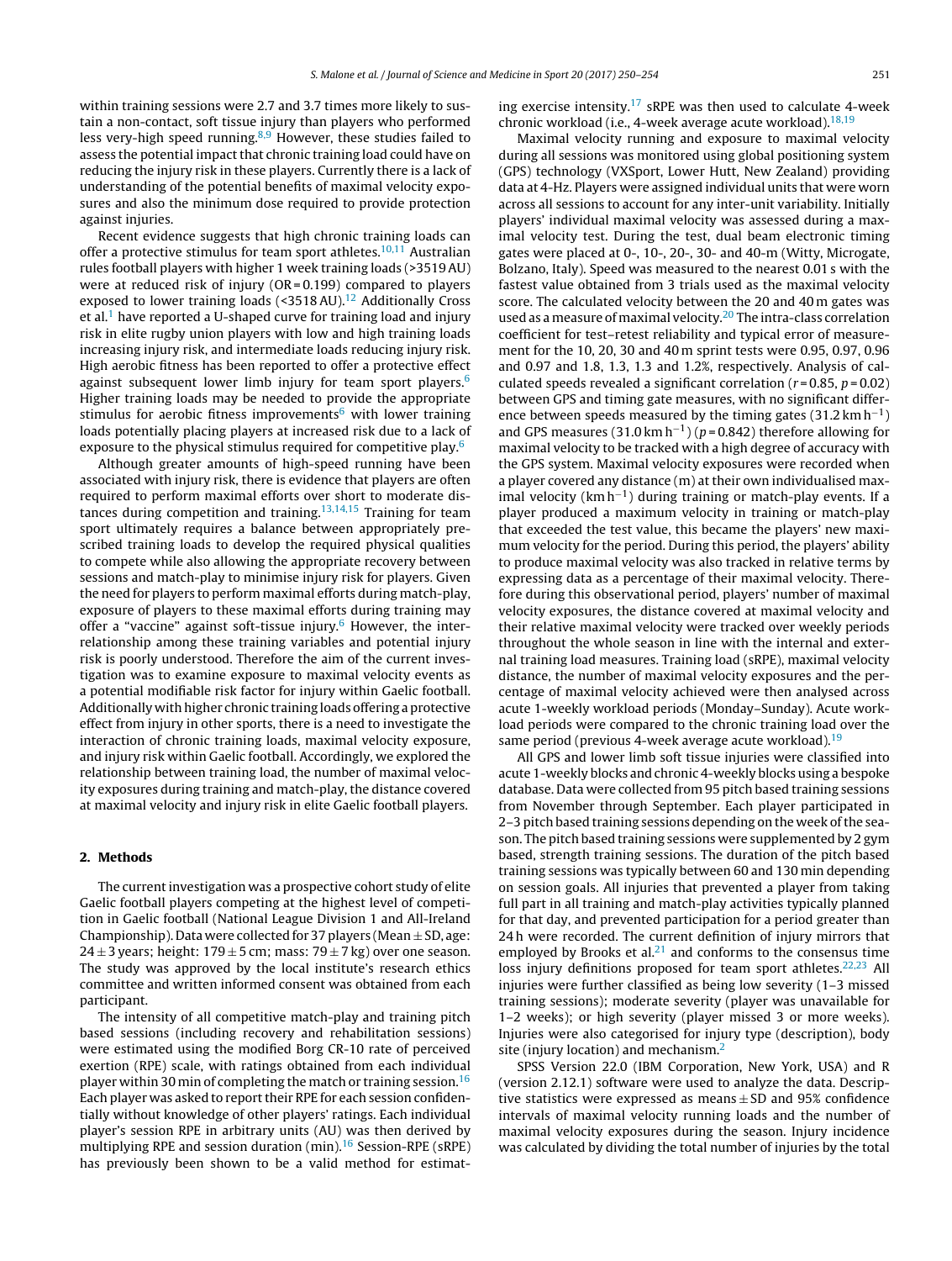within training sessions were 2.7 and 3.7 times more likely to sustain a non-contact, soft tissue injury than players who performed less very-high speed running.[8,9] However, these studies failed to assess the potential impact that chronic training load could have on reducing the injury risk in these players. Currently there is a lack of understanding of the potential benefits of maximal velocity exposures and also the minimum dose required to provide protection against injuries.

Recent evidence suggests that high chronic training loads can offer a protective stimulus for team sport athletes.[10,11] Australian rules football players with higher 1 week training loads (>3519 AU) were at reduced risk of injury (OR = 0.199) compared to players exposed to lower training loads (<3518 AU).[12] Additionally Cross et al.[1] have reported a U-shaped curve for training load and injury risk in elite rugby union players with low and high training loads increasing injury risk, and intermediate loads reducing injury risk. High aerobic fitness has been reported to offer a protective effect against subsequent lower limb injury for team sport players.[6] Higher training loads may be needed to provide the appropriate stimulus for aerobic fitness improvements[6] with lower training loads potentially placing players at increased risk due to a lack of exposure to the physical stimulus required for competitive play.[6]

Although greater amounts of high-speed running have been associated with injury risk, there is evidence that players are often required to perform maximal efforts over short to moderate distances during competition and training.[13,14,15] Training for team sport ultimately requires a balance between appropriately prescribed training loads to develop the required physical qualities to compete while also allowing the appropriate recovery between sessions and match-play to minimise injury risk for players. Given the need for players to perform maximal efforts during match-play, exposure of players to these maximal efforts during training may offer a "vaccine" against soft-tissue injury.[6] However, the interrelationship among these training variables and potential injury risk is poorly understood. Therefore the aim of the current investigation was to examine exposure to maximal velocity events as a potential modifiable risk factor for injury within Gaelic football. Additionally with higher chronic training loads offering a protective effect from injury in other sports, there is a need to investigate the interaction of chronic training loads, maximal velocity exposure, and injury risk within Gaelic football. Accordingly, we explored the relationship between training load, the number of maximal velocity exposures during training and match-play, the distance covered at maximal velocity and injury risk in elite Gaelic football players.

## 2. Methods

The current investigation was a prospective cohort study of elite Gaelic football players competing at the highest level of competition in Gaelic football (National League Division 1 and All-Ireland Championship). Data were collected for 37 players (Mean ± SD, age: 24 ± 3 years; height: 179 ± 5 cm; mass: 79 ± 7 kg) over one season. The study was approved by the local institute's research ethics committee and written informed consent was obtained from each participant.

The intensity of all competitive match-play and training pitch based sessions (including recovery and rehabilitation sessions) were estimated using the modified Borg CR-10 rate of perceived exertion (RPE) scale, with ratings obtained from each individual player within 30 min of completing the match or training session.[16] Each player was asked to report their RPE for each session confidentially without knowledge of other players' ratings. Each individual player's session RPE in arbitrary units (AU) was then derived by multiplying RPE and session duration (min).[16] Session-RPE (sRPE) has previously been shown to be a valid method for estimating exercise intensity.[17] sRPE was then used to calculate 4-week chronic workload (i.e., 4-week average acute workload).[18,19]

Maximal velocity running and exposure to maximal velocity during all sessions was monitored using global positioning system (GPS) technology (VXSport, Lower Hutt, New Zealand) providing data at 4-Hz. Players were assigned individual units that were worn across all sessions to account for any inter-unit variability. Initially players' individual maximal velocity was assessed during a maximal velocity test. During the test, dual beam electronic timing gates were placed at 0-, 10-, 20-, 30- and 40-m (Witty, Microgate, Bolzano, Italy). Speed was measured to the nearest 0.01 s with the fastest value obtained from 3 trials used as the maximal velocity score. The calculated velocity between the 20 and 40 m gates was used as a measure of maximal velocity.[20] The intra-class correlation coefficient for test–retest reliability and typical error of measurement for the 10, 20, 30 and 40 m sprint tests were 0.95, 0.97, 0.96 and 0.97 and 1.8, 1.3, 1.3 and 1.2%, respectively. Analysis of calculated speeds revealed a significant correlation ($r = 0.85$, $p = 0.02$) between GPS and timing gate measures, with no significant difference between speeds measured by the timing gates (31.2 km h$^{-1}$) and GPS measures (31.0 km h$^{-1}$) ($p = 0.842$) therefore allowing for maximal velocity to be tracked with a high degree of accuracy with the GPS system. Maximal velocity exposures were recorded when a player covered any distance (m) at their own individualised maximal velocity (km h$^{-1}$) during training or match-play events. If a player produced a maximum velocity in training or match-play that exceeded the test value, this became the players' new maximum velocity for the period. During this period, the players' ability to produce maximal velocity was also tracked in relative terms by expressing data as a percentage of their maximal velocity. Therefore during this observational period, players' number of maximal velocity exposures, the distance covered at maximal velocity and their relative maximal velocity were tracked over weekly periods throughout the whole season in line with the internal and external training load measures. Training load (sRPE), maximal velocity distance, the number of maximal velocity exposures and the percentage of maximal velocity achieved were then analysed across acute 1-weekly workload periods (Monday–Sunday). Acute workload periods were compared to the chronic training load over the same period (previous 4-week average acute workload).[19]

All GPS and lower limb soft tissue injuries were classified into acute 1-weekly blocks and chronic 4-weekly blocks using a bespoke database. Data were collected from 95 pitch based training sessions from November through September. Each player participated in 2–3 pitch based training sessions depending on the week of the season. The pitch based training sessions were supplemented by 2 gym based, strength training sessions. The duration of the pitch based training sessions was typically between 60 and 130 min depending on session goals. All injuries that prevented a player from taking full part in all training and match-play activities typically planned for that day, and prevented participation for a period greater than 24 h were recorded. The current definition of injury mirrors that employed by Brooks et al.[21] and conforms to the consensus time loss injury definitions proposed for team sport athletes.[22,23] All injuries were further classified as being low severity (1–3 missed training sessions); moderate severity (player was unavailable for 1–2 weeks); or high severity (player missed 3 or more weeks). Injuries were also categorised for injury type (description), body site (injury location) and mechanism.[2]

SPSS Version 22.0 (IBM Corporation, New York, USA) and R (version 2.12.1) software were used to analyze the data. Descriptive statistics were expressed as means ± SD and 95% confidence intervals of maximal velocity running loads and the number of maximal velocity exposures during the season. Injury incidence was calculated by dividing the total number of injuries by the total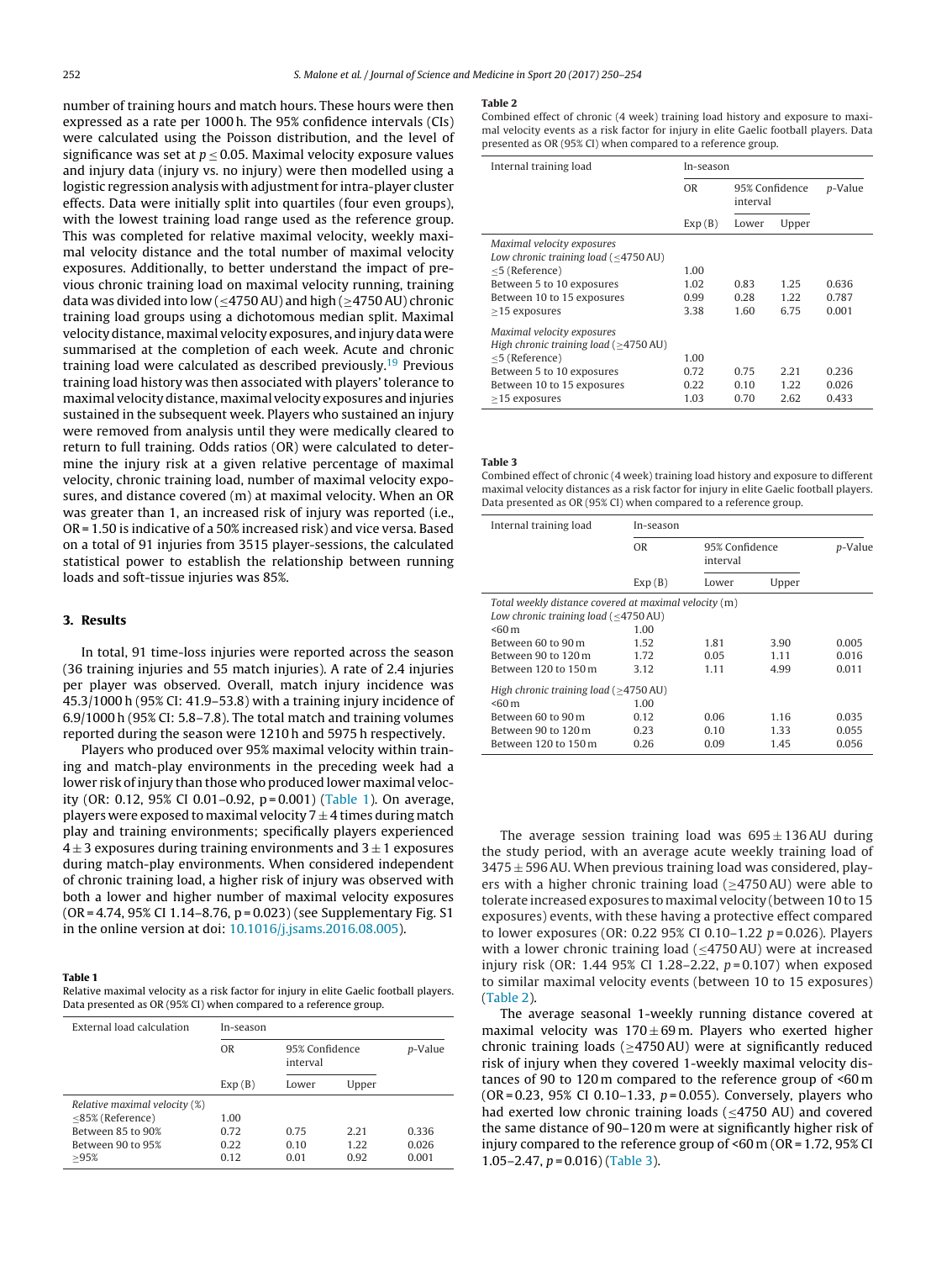number of training hours and match hours. These hours were then expressed as a rate per 1000 h. The 95% confidence intervals (CIs) were calculated using the Poisson distribution, and the level of significance was set at $p \leq 0.05$. Maximal velocity exposure values and injury data (injury vs. no injury) were then modelled using a logistic regression analysis with adjustment for intra-player cluster effects. Data were initially split into quartiles (four even groups), with the lowest training load range used as the reference group. This was completed for relative maximal velocity, weekly maximal velocity distance and the total number of maximal velocity exposures. Additionally, to better understand the impact of previous chronic training load on maximal velocity running, training data was divided into low (≤4750 AU) and high (≥4750 AU) chronic training load groups using a dichotomous median split. Maximal velocity distance, maximal velocity exposures, and injury data were summarised at the completion of each week. Acute and chronic training load were calculated as described previously.[19] Previous training load history was then associated with players' tolerance to maximal velocity distance, maximal velocity exposures and injuries sustained in the subsequent week. Players who sustained an injury were removed from analysis until they were medically cleared to return to full training. Odds ratios (OR) were calculated to determine the injury risk at a given relative percentage of maximal velocity, chronic training load, number of maximal velocity exposures, and distance covered (m) at maximal velocity. When an OR was greater than 1, an increased risk of injury was reported (i.e., OR = 1.50 is indicative of a 50% increased risk) and vice versa. Based on a total of 91 injuries from 3515 player-sessions, the calculated statistical power to establish the relationship between running loads and soft-tissue injuries was 85%.

## 3. Results

In total, 91 time-loss injuries were reported across the season (36 training injuries and 55 match injuries). A rate of 2.4 injuries per player was observed. Overall, match injury incidence was 45.3/1000 h (95% CI: 41.9–53.8) with a training injury incidence of 6.9/1000 h (95% CI: 5.8–7.8). The total match and training volumes reported during the season were 1210 h and 5975 h respectively.

Players who produced over 95% maximal velocity within training and match-play environments in the preceding week had a lower risk of injury than those who produced lower maximal velocity (OR: 0.12, 95% CI 0.01–0.92, p = 0.001) (Table 1). On average, players were exposed to maximal velocity $7 \pm 4$ times during match play and training environments; specifically players experienced $4 \pm 3$ exposures during training environments and $3 \pm 1$ exposures during match-play environments. When considered independent of chronic training load, a higher risk of injury was observed with both a lower and higher number of maximal velocity exposures (OR = 4.74, 95% CI 1.14–8.76, p = 0.023) (see Supplementary Fig. S1 in the online version at doi: 10.1016/j.jsams.2016.08.005).

**Table 1**
Relative maximal velocity as a risk factor for injury in elite Gaelic football players. Data presented as OR (95% CI) when compared to a reference group.

| External load calculation | In-season | | | |
|---|---|---|---|---|
| | OR | 95% Confidence interval | | *p*-Value |
| | Exp (B) | Lower | Upper | |
| *Relative maximal velocity (%)* | | | | |
| ≤85% (Reference) | 1.00 | | | |
| Between 85 to 90% | 0.72 | 0.75 | 2.21 | 0.336 |
| Between 90 to 95% | 0.22 | 0.10 | 1.22 | 0.026 |
| ≥95% | 0.12 | 0.01 | 0.92 | 0.001 |

**Table 2**
Combined effect of chronic (4 week) training load history and exposure to maximal velocity events as a risk factor for injury in elite Gaelic football players. Data presented as OR (95% CI) when compared to a reference group.

| Internal training load | In-season | | | |
|---|---|---|---|---|
| | OR | 95% Confidence interval | | *p*-Value |
| | Exp (B) | Lower | Upper | |
| *Maximal velocity exposures* | | | | |
| *Low chronic training load (≤4750 AU)* | | | | |
| ≤5 (Reference) | 1.00 | | | |
| Between 5 to 10 exposures | 1.02 | 0.83 | 1.25 | 0.636 |
| Between 10 to 15 exposures | 0.99 | 0.28 | 1.22 | 0.787 |
| ≥15 exposures | 3.38 | 1.60 | 6.75 | 0.001 |
| *Maximal velocity exposures* | | | | |
| *High chronic training load (≥4750 AU)* | | | | |
| ≤5 (Reference) | 1.00 | | | |
| Between 5 to 10 exposures | 0.72 | 0.75 | 2.21 | 0.236 |
| Between 10 to 15 exposures | 0.22 | 0.10 | 1.22 | 0.026 |
| ≥15 exposures | 1.03 | 0.70 | 2.62 | 0.433 |

**Table 3**
Combined effect of chronic (4 week) training load history and exposure to different maximal velocity distances as a risk factor for injury in elite Gaelic football players. Data presented as OR (95% CI) when compared to a reference group.

| Internal training load | In-season | | | |
|---|---|---|---|---|
| | OR | 95% Confidence interval | | *p*-Value |
| | Exp (B) | Lower | Upper | |
| *Total weekly distance covered at maximal velocity (m)* | | | | |
| *Low chronic training load (≤4750 AU)* | | | | |
| <60 m | 1.00 | | | |
| Between 60 to 90 m | 1.52 | 1.81 | 3.90 | 0.005 |
| Between 90 to 120 m | 1.72 | 0.05 | 1.11 | 0.016 |
| Between 120 to 150 m | 3.12 | 1.11 | 4.99 | 0.011 |
| *High chronic training load (≥4750 AU)* | | | | |
| <60 m | 1.00 | | | |
| Between 60 to 90 m | 0.12 | 0.06 | 1.16 | 0.035 |
| Between 90 to 120 m | 0.23 | 0.10 | 1.33 | 0.055 |
| Between 120 to 150 m | 0.26 | 0.09 | 1.45 | 0.056 |

The average session training load was $695 \pm 136$ AU during the study period, with an average acute weekly training load of $3475 \pm 596$ AU. When previous training load was considered, players with a higher chronic training load (≥4750 AU) were able to tolerate increased exposures to maximal velocity (between 10 to 15 exposures) events, with these having a protective effect compared to lower exposures (OR: 0.22 95% CI 0.10–1.22 $p$ = 0.026). Players with a lower chronic training load (≤4750 AU) were at increased injury risk (OR: 1.44 95% CI 1.28–2.22, $p$ = 0.107) when exposed to similar maximal velocity events (between 10 to 15 exposures) (Table 2).

The average seasonal 1-weekly running distance covered at maximal velocity was $170 \pm 69$ m. Players who exerted higher chronic training loads (≥4750 AU) were at significantly reduced risk of injury when they covered 1-weekly maximal velocity distances of 90 to 120 m compared to the reference group of <60 m (OR = 0.23, 95% CI 0.10–1.33, $p$ = 0.055). Conversely, players who had exerted low chronic training loads (≤4750 AU) and covered the same distance of 90–120 m were at significantly higher risk of injury compared to the reference group of <60 m (OR = 1.72, 95% CI 1.05–2.47, $p$ = 0.016) (Table 3).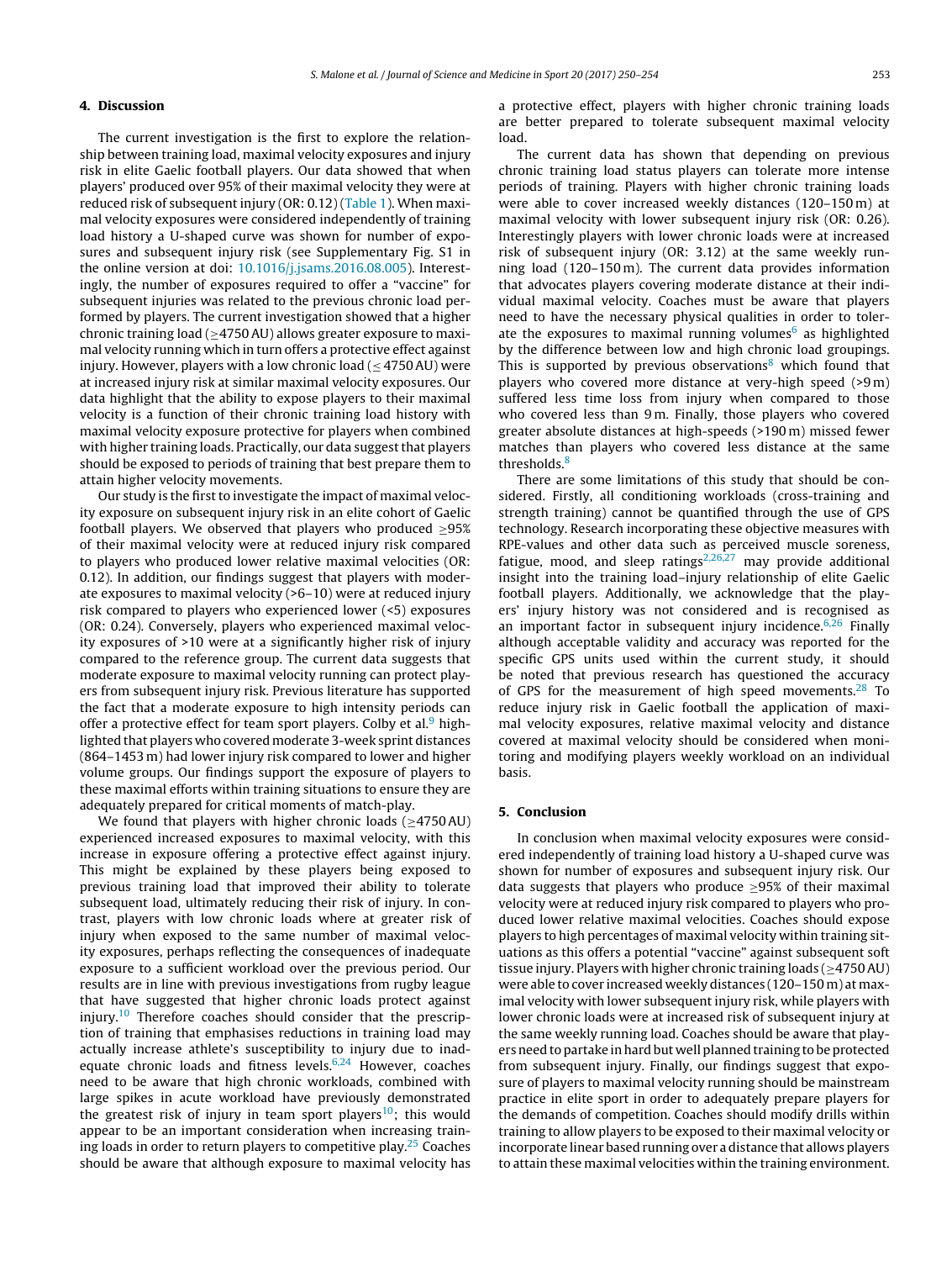## 4. Discussion

The current investigation is the first to explore the relationship between training load, maximal velocity exposures and injury risk in elite Gaelic football players. Our data showed that when players' produced over 95% of their maximal velocity they were at reduced risk of subsequent injury (OR: 0.12) (Table 1). When maximal velocity exposures were considered independently of training load history a U-shaped curve was shown for number of exposures and subsequent injury risk (see Supplementary Fig. S1 in the online version at doi: 10.1016/j.jsams.2016.08.005). Interestingly, the number of exposures required to offer a "vaccine" for subsequent injuries was related to the previous chronic load performed by players. The current investigation showed that a higher chronic training load (≥4750 AU) allows greater exposure to maximal velocity running which in turn offers a protective effect against injury. However, players with a low chronic load (≤ 4750 AU) were at increased injury risk at similar maximal velocity exposures. Our data highlight that the ability to expose players to their maximal velocity is a function of their chronic training load history with maximal velocity exposure protective for players when combined with higher training loads. Practically, our data suggest that players should be exposed to periods of training that best prepare them to attain higher velocity movements.

Our study is the first to investigate the impact of maximal velocity exposure on subsequent injury risk in an elite cohort of Gaelic football players. We observed that players who produced ≥95% of their maximal velocity were at reduced injury risk compared to players who produced lower relative maximal velocities (OR: 0.12). In addition, our findings suggest that players with moderate exposures to maximal velocity (>6–10) were at reduced injury risk compared to players who experienced lower (<5) exposures (OR: 0.24). Conversely, players who experienced maximal velocity exposures of >10 were at a significantly higher risk of injury compared to the reference group. The current data suggests that moderate exposure to maximal velocity running can protect players from subsequent injury risk. Previous literature has supported the fact that a moderate exposure to high intensity periods can offer a protective effect for team sport players. Colby et al.[9] highlighted that players who covered moderate 3-week sprint distances (864–1453 m) had lower injury risk compared to lower and higher volume groups. Our findings support the exposure of players to these maximal efforts within training situations to ensure they are adequately prepared for critical moments of match-play.

We found that players with higher chronic loads (≥4750 AU) experienced increased exposures to maximal velocity, with this increase in exposure offering a protective effect against injury. This might be explained by these players being exposed to previous training load that improved their ability to tolerate subsequent load, ultimately reducing their risk of injury. In contrast, players with low chronic loads where at greater risk of injury when exposed to the same number of maximal velocity exposures, perhaps reflecting the consequences of inadequate exposure to a sufficient workload over the previous period. Our results are in line with previous investigations from rugby league that have suggested that higher chronic loads protect against injury.[10] Therefore coaches should consider that the prescription of training that emphasises reductions in training load may actually increase athlete's susceptibility to injury due to inadequate chronic loads and fitness levels.[6,24] However, coaches need to be aware that high chronic workloads, combined with large spikes in acute workload have previously demonstrated the greatest risk of injury in team sport players[10]; this would appear to be an important consideration when increasing training loads in order to return players to competitive play.[25] Coaches should be aware that although exposure to maximal velocity has a protective effect, players with higher chronic training loads are better prepared to tolerate subsequent maximal velocity load.

The current data has shown that depending on previous chronic training load status players can tolerate more intense periods of training. Players with higher chronic training loads were able to cover increased weekly distances (120–150 m) at maximal velocity with lower subsequent injury risk (OR: 0.26). Interestingly players with lower chronic loads were at increased risk of subsequent injury (OR: 3.12) at the same weekly running load (120–150 m). The current data provides information that advocates players covering moderate distance at their individual maximal velocity. Coaches must be aware that players need to have the necessary physical qualities in order to tolerate the exposures to maximal running volumes[6] as highlighted by the difference between low and high chronic load groupings. This is supported by previous observations[8] which found that players who covered more distance at very-high speed (>9 m) suffered less time loss from injury when compared to those who covered less than 9 m. Finally, those players who covered greater absolute distances at high-speeds (>190 m) missed fewer matches than players who covered less distance at the same thresholds.[8]

There are some limitations of this study that should be considered. Firstly, all conditioning workloads (cross-training and strength training) cannot be quantified through the use of GPS technology. Research incorporating these objective measures with RPE-values and other data such as perceived muscle soreness, fatigue, mood, and sleep ratings[2,26,27] may provide additional insight into the training load–injury relationship of elite Gaelic football players. Additionally, we acknowledge that the players' injury history was not considered and is recognised as an important factor in subsequent injury incidence.[6,26] Finally although acceptable validity and accuracy was reported for the specific GPS units used within the current study, it should be noted that previous research has questioned the accuracy of GPS for the measurement of high speed movements.[28] To reduce injury risk in Gaelic football the application of maximal velocity exposures, relative maximal velocity and distance covered at maximal velocity should be considered when monitoring and modifying players weekly workload on an individual basis.

## 5. Conclusion

In conclusion when maximal velocity exposures were considered independently of training load history a U-shaped curve was shown for number of exposures and subsequent injury risk. Our data suggests that players who produce ≥95% of their maximal velocity were at reduced injury risk compared to players who produced lower relative maximal velocities. Coaches should expose players to high percentages of maximal velocity within training situations as this offers a potential "vaccine" against subsequent soft tissue injury. Players with higher chronic training loads (≥4750 AU) were able to cover increased weekly distances (120–150 m) at maximal velocity with lower subsequent injury risk, while players with lower chronic loads were at increased risk of subsequent injury at the same weekly running load. Coaches should be aware that players need to partake in hard but well planned training to be protected from subsequent injury. Finally, our findings suggest that exposure of players to maximal velocity running should be mainstream practice in elite sport in order to adequately prepare players for the demands of competition. Coaches should modify drills within training to allow players to be exposed to their maximal velocity or incorporate linear based running over a distance that allows players to attain these maximal velocities within the training environment.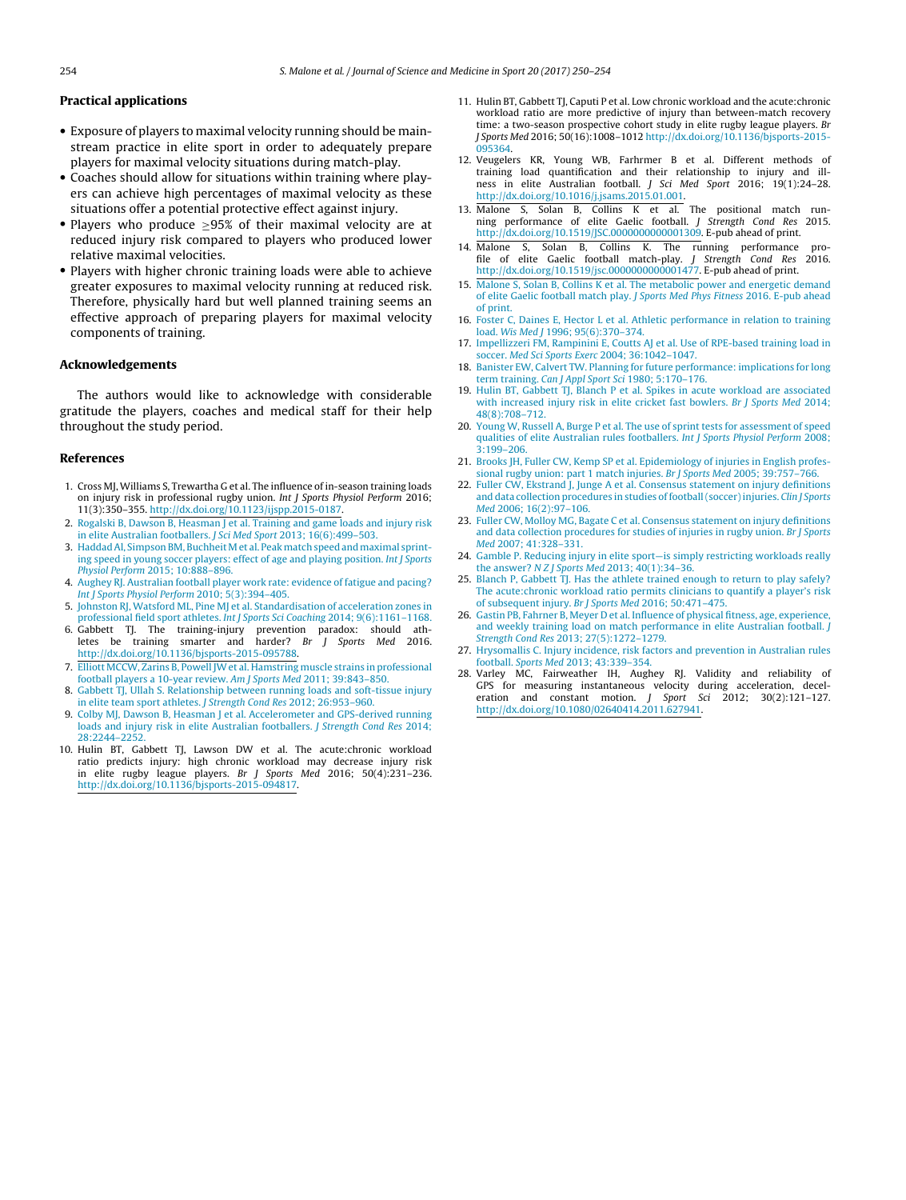## Practical applications

- Exposure of players to maximal velocity running should be mainstream practice in elite sport in order to adequately prepare players for maximal velocity situations during match-play.
- Coaches should allow for situations within training where players can achieve high percentages of maximal velocity as these situations offer a potential protective effect against injury.
- Players who produce ≥95% of their maximal velocity are at reduced injury risk compared to players who produced lower relative maximal velocities.
- Players with higher chronic training loads were able to achieve greater exposures to maximal velocity running at reduced risk. Therefore, physically hard but well planned training seems an effective approach of preparing players for maximal velocity components of training.

## Acknowledgements

The authors would like to acknowledge with considerable gratitude the players, coaches and medical staff for their help throughout the study period.

## References

1. Cross MJ, Williams S, Trewartha G et al. The influence of in-season training loads on injury risk in professional rugby union. *Int J Sports Physiol Perform* 2016; 11(3):350–355. http://dx.doi.org/10.1123/ijspp.2015-0187.
2. Rogalski B, Dawson B, Heasman J et al. Training and game loads and injury risk in elite Australian footballers. *J Sci Med Sport* 2013; 16(6):499–503.
3. Haddad AI, Simpson BM, Buchheit M et al. Peak match speed and maximal sprinting speed in young soccer players: effect of age and playing position. *Int J Sports Physiol Perform* 2015; 10:888–896.
4. Aughey RJ. Australian football player work rate: evidence of fatigue and pacing? *Int J Sports Physiol Perform* 2010; 5(3):394–405.
5. Johnston RJ, Watsford ML, Pine MJ et al. Standardisation of acceleration zones in professional field sport athletes. *Int J Sports Sci Coaching* 2014; 9(6):1161–1168.
6. Gabbett TJ. The training-injury prevention paradox: should athletes be training smarter and harder? *Br J Sports Med* 2016. http://dx.doi.org/10.1136/bjsports-2015-095788.
7. Elliott MCCW, Zarins B, Powell JW et al. Hamstring muscle strains in professional football players a 10-year review. *Am J Sports Med* 2011; 39:843–850.
8. Gabbett TJ, Ullah S. Relationship between running loads and soft-tissue injury in elite team sport athletes. *J Strength Cond Res* 2012; 26:953–960.
9. Colby MJ, Dawson B, Heasman J et al. Accelerometer and GPS-derived running loads and injury risk in elite Australian footballers. *J Strength Cond Res* 2014; 28:2244–2252.
10. Hulin BT, Gabbett TJ, Lawson DW et al. The acute:chronic workload ratio predicts injury: high chronic workload may decrease injury risk in elite rugby league players. *Br J Sports Med* 2016; 50(4):231–236. http://dx.doi.org/10.1136/bjsports-2015-094817.
11. Hulin BT, Gabbett TJ, Caputi P et al. Low chronic workload and the acute:chronic workload ratio are more predictive of injury than between-match recovery time: a two-season prospective cohort study in elite rugby league players. *Br J Sports Med* 2016; 50(16):1008–1012 http://dx.doi.org/10.1136/bjsports-2015-095364.
12. Veugelers KR, Young WB, Farhrmer B et al. Different methods of training load quantification and their relationship to injury and illness in elite Australian football. *J Sci Med Sport* 2016; 19(1):24–28. http://dx.doi.org/10.1016/j.jsams.2015.01.001.
13. Malone S, Solan B, Collins K et al. The positional match running performance of elite Gaelic football. *J Strength Cond Res* 2015. http://dx.doi.org/10.1519/JSC.0000000000001309. E-pub ahead of print.
14. Malone S, Solan B, Collins K. The running performance profile of elite Gaelic football match-play. *J Strength Cond Res* 2016. http://dx.doi.org/10.1519/jsc.0000000000001477. E-pub ahead of print.
15. Malone S, Solan B, Collins K et al. The metabolic power and energetic demand of elite Gaelic football match play. *J Sports Med Phys Fitness* 2016. E-pub ahead of print.
16. Foster C, Daines E, Hector L et al. Athletic performance in relation to training load. *Wis Med J* 1996; 95(6):370–374.
17. Impellizzeri FM, Rampinini E, Coutts AJ et al. Use of RPE-based training load in soccer. *Med Sci Sports Exerc* 2004; 36:1042–1047.
18. Banister EW, Calvert TW. Planning for future performance: implications for long term training. *Can J Appl Sport Sci* 1980; 5:170–176.
19. Hulin BT, Gabbett TJ, Blanch P et al. Spikes in acute workload are associated with increased injury risk in elite cricket fast bowlers. *Br J Sports Med* 2014; 48(8):708–712.
20. Young W, Russell A, Burge P et al. The use of sprint tests for assessment of speed qualities of elite Australian rules footballers. *Int J Sports Physiol Perform* 2008; 3:199–206.
21. Brooks JH, Fuller CW, Kemp SP et al. Epidemiology of injuries in English professional rugby union: part 1 match injuries. *Br J Sports Med* 2005; 39:757–766.
22. Fuller CW, Ekstrand J, Junge A et al. Consensus statement on injury definitions and data collection procedures in studies of football (soccer) injuries. *Clin J Sports Med* 2006; 16(2):97–106.
23. Fuller CW, Molloy MG, Bagate C et al. Consensus statement on injury definitions and data collection procedures for studies of injuries in rugby union. *Br J Sports Med* 2007; 41:328–331.
24. Gamble P. Reducing injury in elite sport—is simply restricting workloads really the answer? *N Z J Sports Med* 2013; 40(1):34–36.
25. Blanch P, Gabbett TJ. Has the athlete trained enough to return to play safely? The acute:chronic workload ratio permits clinicians to quantify a player's risk of subsequent injury. *Br J Sports Med* 2016; 50:471–475.
26. Gastin PB, Fahrner B, Meyer D et al. Influence of physical fitness, age, experience, and weekly training load on match performance in elite Australian football. *J Strength Cond Res* 2013; 27(5):1272–1279.
27. Hrysomallis C. Injury incidence, risk factors and prevention in Australian rules football. *Sports Med* 2013; 43:339–354.
28. Varley MC, Fairweather IH, Aughey RJ. Validity and reliability of GPS for measuring instantaneous velocity during acceleration, deceleration and constant motion. *J Sport Sci* 2012; 30(2):121–127. http://dx.doi.org/10.1080/02640414.2011.627941.